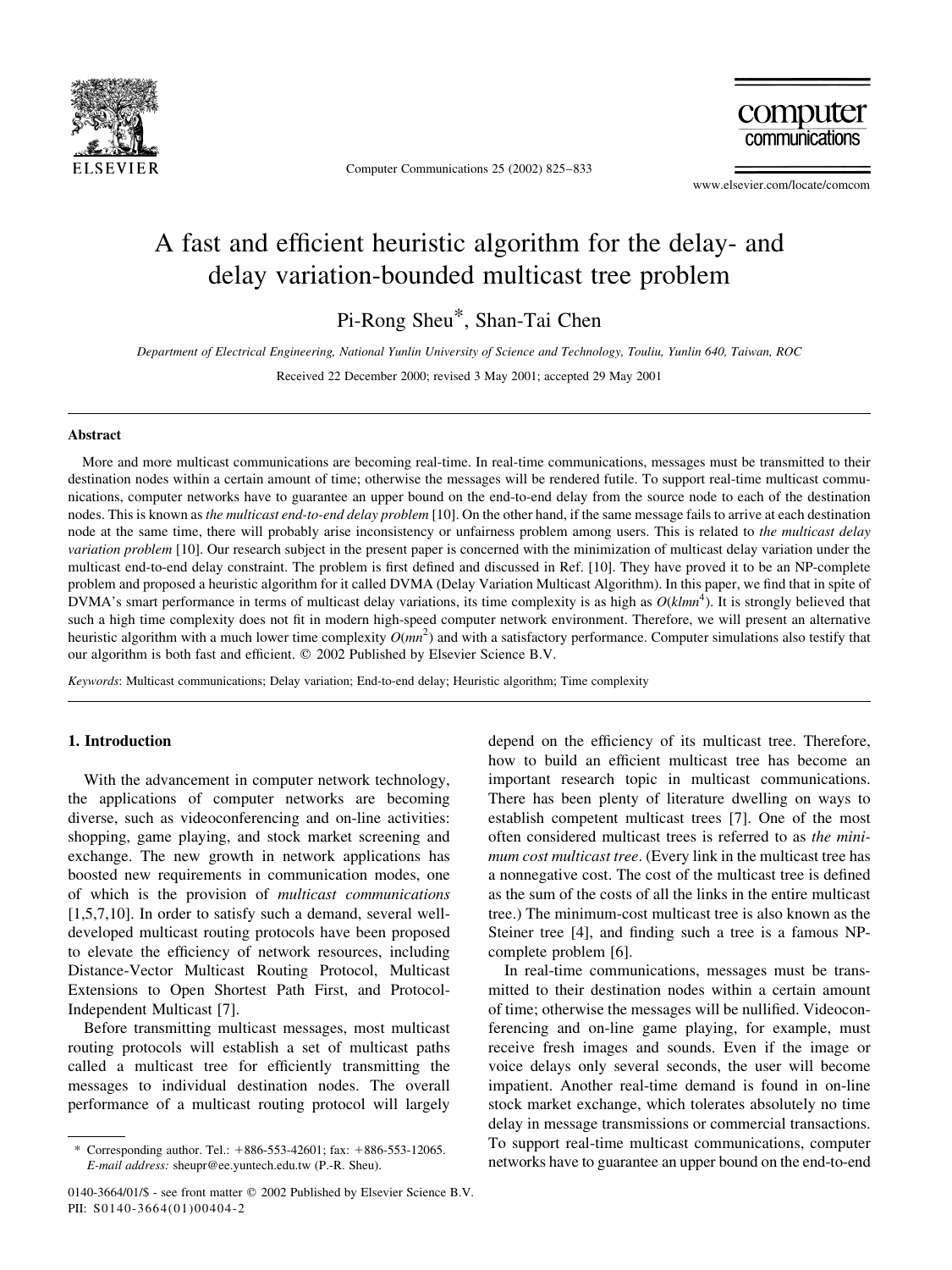# A fast and efficient heuristic algorithm for the delay- and delay variation-bounded multicast tree problem

Pi-Rong Sheu*, Shan-Tai Chen

*Department of Electrical Engineering, National Yunlin University of Science and Technology, Touliu, Yunlin 640, Taiwan, ROC*

Received 22 December 2000; revised 3 May 2001; accepted 29 May 2001

## Abstract

More and more multicast communications are becoming real-time. In real-time communications, messages must be transmitted to their destination nodes within a certain amount of time; otherwise the messages will be rendered futile. To support real-time multicast communications, computer networks have to guarantee an upper bound on the end-to-end delay from the source node to each of the destination nodes. This is known as *the multicast end-to-end delay problem* [10]. On the other hand, if the same message fails to arrive at each destination node at the same time, there will probably arise inconsistency or unfairness problem among users. This is related to *the multicast delay variation problem* [10]. Our research subject in the present paper is concerned with the minimization of multicast delay variation under the multicast end-to-end delay constraint. The problem is first defined and discussed in Ref. [10]. They have proved it to be an NP-complete problem and proposed a heuristic algorithm for it called DVMA (Delay Variation Multicast Algorithm). In this paper, we find that in spite of DVMA's smart performance in terms of multicast delay variations, its time complexity is as high as $O(klmn^4)$. It is strongly believed that such a high time complexity does not fit in modern high-speed computer network environment. Therefore, we will present an alternative heuristic algorithm with a much lower time complexity $O(mn^2)$ and with a satisfactory performance. Computer simulations also testify that our algorithm is both fast and efficient. © 2002 Published by Elsevier Science B.V.

*Keywords*: Multicast communications; Delay variation; End-to-end delay; Heuristic algorithm; Time complexity

## 1. Introduction

With the advancement in computer network technology, the applications of computer networks are becoming diverse, such as videoconferencing and on-line activities: shopping, game playing, and stock market screening and exchange. The new growth in network applications has boosted new requirements in communication modes, one of which is the provision of *multicast communications* [1,5,7,10]. In order to satisfy such a demand, several well-developed multicast routing protocols have been proposed to elevate the efficiency of network resources, including Distance-Vector Multicast Routing Protocol, Multicast Extensions to Open Shortest Path First, and Protocol-Independent Multicast [7].

Before transmitting multicast messages, most multicast routing protocols will establish a set of multicast paths called a multicast tree for efficiently transmitting the messages to individual destination nodes. The overall performance of a multicast routing protocol will largely depend on the efficiency of its multicast tree. Therefore, how to build an efficient multicast tree has become an important research topic in multicast communications. There has been plenty of literature dwelling on ways to establish competent multicast trees [7]. One of the most often considered multicast trees is referred to as *the minimum cost multicast tree*. (Every link in the multicast tree has a nonnegative cost. The cost of the multicast tree is defined as the sum of the costs of all the links in the entire multicast tree.) The minimum-cost multicast tree is also known as the Steiner tree [4], and finding such a tree is a famous NP-complete problem [6].

In real-time communications, messages must be transmitted to their destination nodes within a certain amount of time; otherwise the messages will be nullified. Videoconferencing and on-line game playing, for example, must receive fresh images and sounds. Even if the image or voice delays only several seconds, the user will become impatient. Another real-time demand is found in on-line stock market exchange, which tolerates absolutely no time delay in message transmissions or commercial transactions. To support real-time multicast communications, computer networks have to guarantee an upper bound on the end-to-end

\* Corresponding author. Tel.: +886-553-42601; fax: +886-553-12065. *E-mail address:* sheupr@ee.yuntech.edu.tw (P.-R. Sheu).

0140-3664/01/$ - see front matter © 2002 Published by Elsevier Science B.V.
PII: S0140-3664(01)00404-2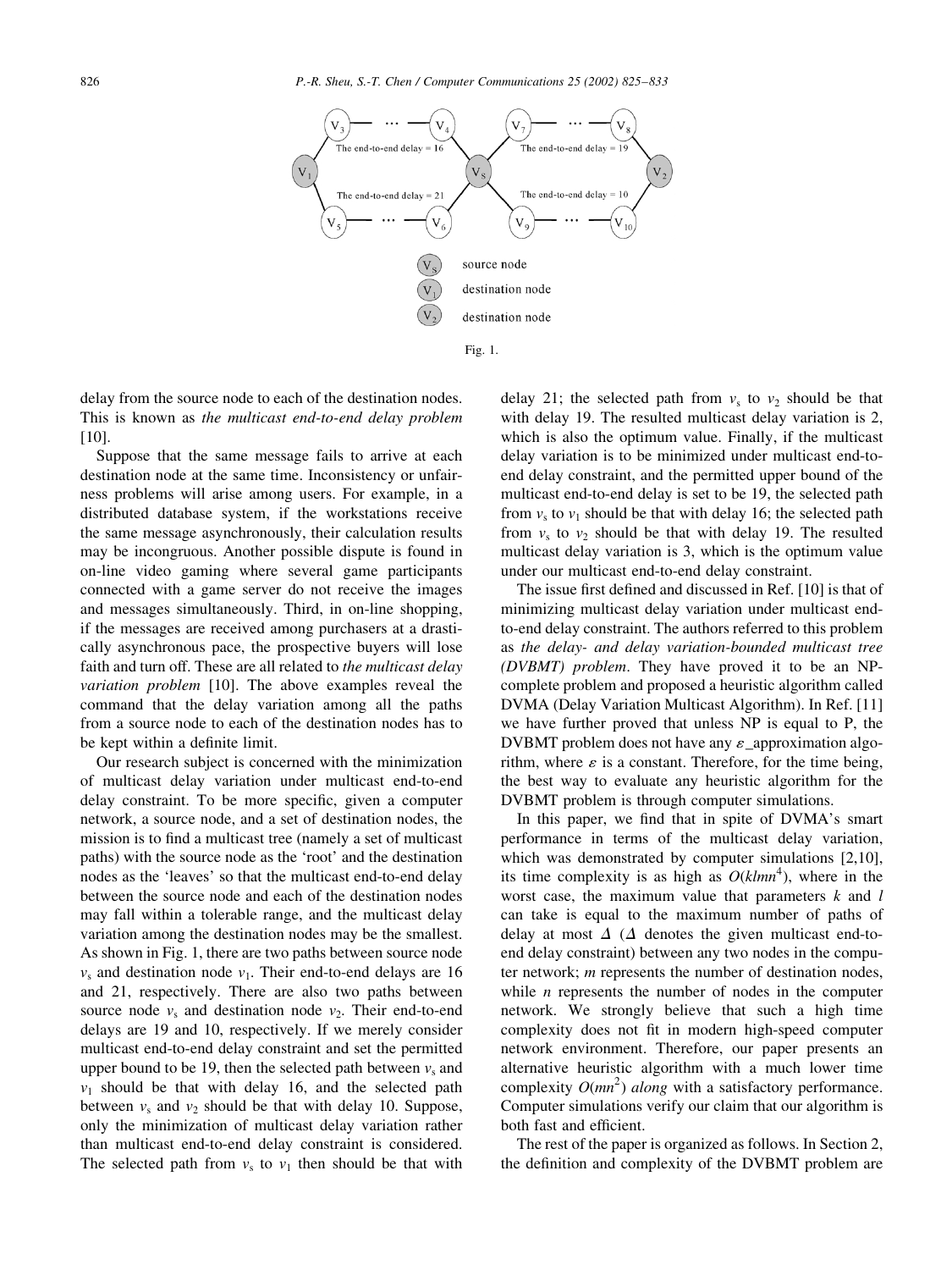Fig. 1.

delay from the source node to each of the destination nodes. This is known as *the multicast end-to-end delay problem* [10].

Suppose that the same message fails to arrive at each destination node at the same time. Inconsistency or unfairness problems will arise among users. For example, in a distributed database system, if the workstations receive the same message asynchronously, their calculation results may be incongruous. Another possible dispute is found in on-line video gaming where several game participants connected with a game server do not receive the images and messages simultaneously. Third, in on-line shopping, if the messages are received among purchasers at a drastically asynchronous pace, the prospective buyers will lose faith and turn off. These are all related to *the multicast delay variation problem* [10]. The above examples reveal the command that the delay variation among all the paths from a source node to each of the destination nodes has to be kept within a definite limit.

Our research subject is concerned with the minimization of multicast delay variation under multicast end-to-end delay constraint. To be more specific, given a computer network, a source node, and a set of destination nodes, the mission is to find a multicast tree (namely a set of multicast paths) with the source node as the 'root' and the destination nodes as the 'leaves' so that the multicast end-to-end delay between the source node and each of the destination nodes may fall within a tolerable range, and the multicast delay variation among the destination nodes may be the smallest. As shown in Fig. 1, there are two paths between source node $v_s$ and destination node $v_1$. Their end-to-end delays are 16 and 21, respectively. There are also two paths between source node $v_s$ and destination node $v_2$. Their end-to-end delays are 19 and 10, respectively. If we merely consider multicast end-to-end delay constraint and set the permitted upper bound to be 19, then the selected path between $v_s$ and $v_1$ should be that with delay 16, and the selected path between $v_s$ and $v_2$ should be that with delay 10. Suppose, only the minimization of multicast delay variation rather than multicast end-to-end delay constraint is considered. The selected path from $v_s$ to $v_1$ then should be that with delay 21; the selected path from $v_s$ to $v_2$ should be that with delay 19. The resulted multicast delay variation is 2, which is also the optimum value. Finally, if the multicast delay variation is to be minimized under multicast end-to-end delay constraint, and the permitted upper bound of the multicast end-to-end delay is set to be 19, the selected path from $v_s$ to $v_1$ should be that with delay 16; the selected path from $v_s$ to $v_2$ should be that with delay 19. The resulted multicast delay variation is 3, which is the optimum value under our multicast end-to-end delay constraint.

The issue first defined and discussed in Ref. [10] is that of minimizing multicast delay variation under multicast end-to-end delay constraint. The authors referred to this problem as *the delay- and delay variation-bounded multicast tree (DVBMT) problem*. They have proved it to be an NP-complete problem and proposed a heuristic algorithm called DVMA (Delay Variation Multicast Algorithm). In Ref. [11] we have further proved that unless NP is equal to P, the DVBMT problem does not have any $\varepsilon$_approximation algorithm, where $\varepsilon$ is a constant. Therefore, for the time being, the best way to evaluate any heuristic algorithm for the DVBMT problem is through computer simulations.

In this paper, we find that in spite of DVMA's smart performance in terms of the multicast delay variation, which was demonstrated by computer simulations [2,10], its time complexity is as high as $O(klmn^4)$, where in the worst case, the maximum value that parameters $k$ and $l$ can take is equal to the maximum number of paths of delay at most $\Delta$ ($\Delta$ denotes the given multicast end-to-end delay constraint) between any two nodes in the computer network; $m$ represents the number of destination nodes, while $n$ represents the number of nodes in the computer network. We strongly believe that such a high time complexity does not fit in modern high-speed computer network environment. Therefore, our paper presents an alternative heuristic algorithm with a much lower time complexity $O(mn^2)$ *along* with a satisfactory performance. Computer simulations verify our claim that our algorithm is both fast and efficient.

The rest of the paper is organized as follows. In Section 2, the definition and complexity of the DVBMT problem are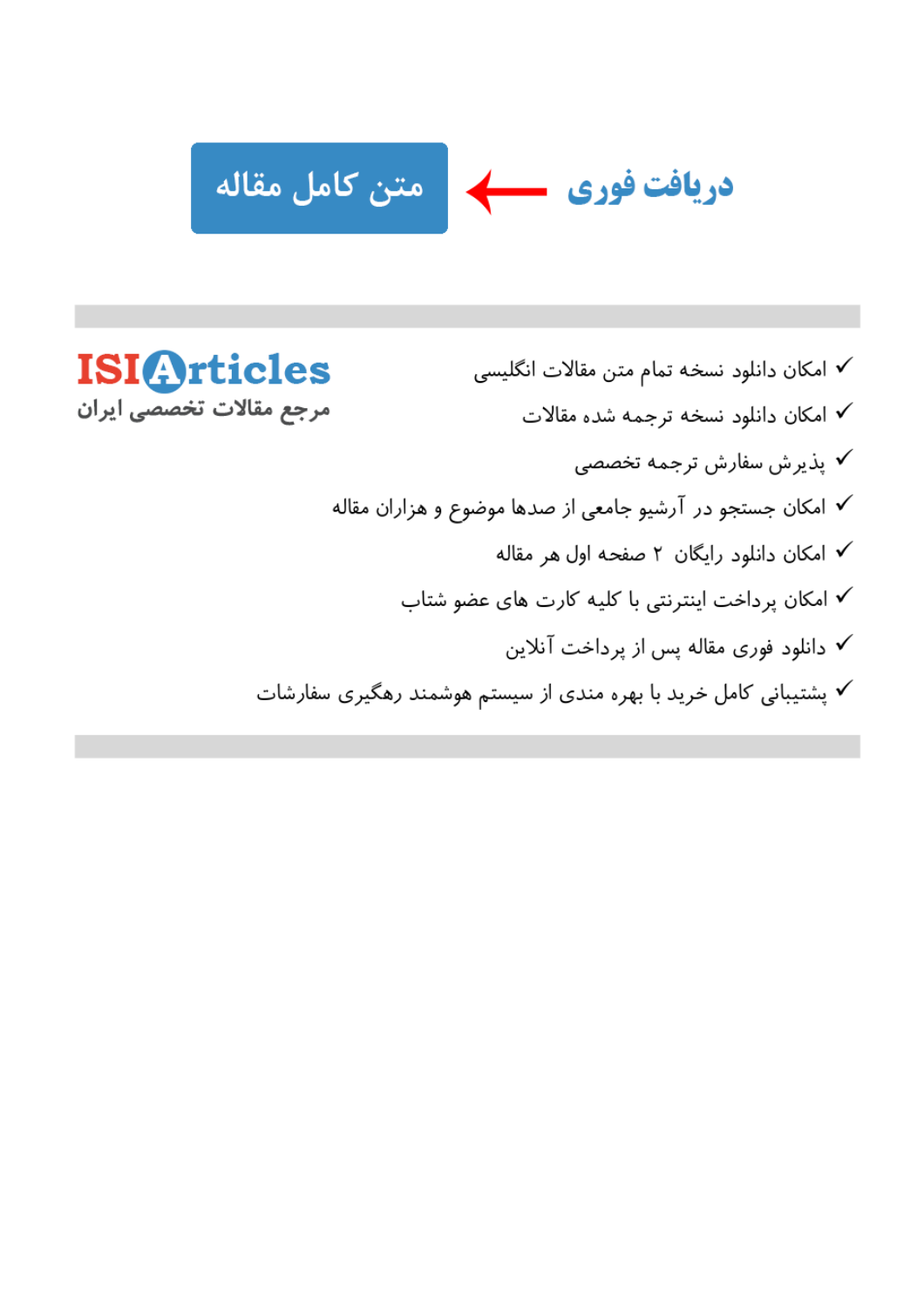دریافت فوری ← **متن کامل مقاله**

**ISIArticles**
مرجع مقالات تخصصی ایران

- ✓ امکان دانلود نسخه تمام متن مقالات انگلیسی
- ✓ امکان دانلود نسخه ترجمه شده مقالات
- ✓ پذیرش سفارش ترجمه تخصصی
- ✓ امکان جستجو در آرشیو جامعی از صدها موضوع و هزاران مقاله
- ✓ امکان دانلود رایگان ۲ صفحه اول هر مقاله
- ✓ امکان پرداخت اینترنتی با کلیه کارت های عضو شتاب
- ✓ دانلود فوری مقاله پس از پرداخت آنلاین
- ✓ پشتیبانی کامل خرید با بهره مندی از سیستم هوشمند رهگیری سفارشات